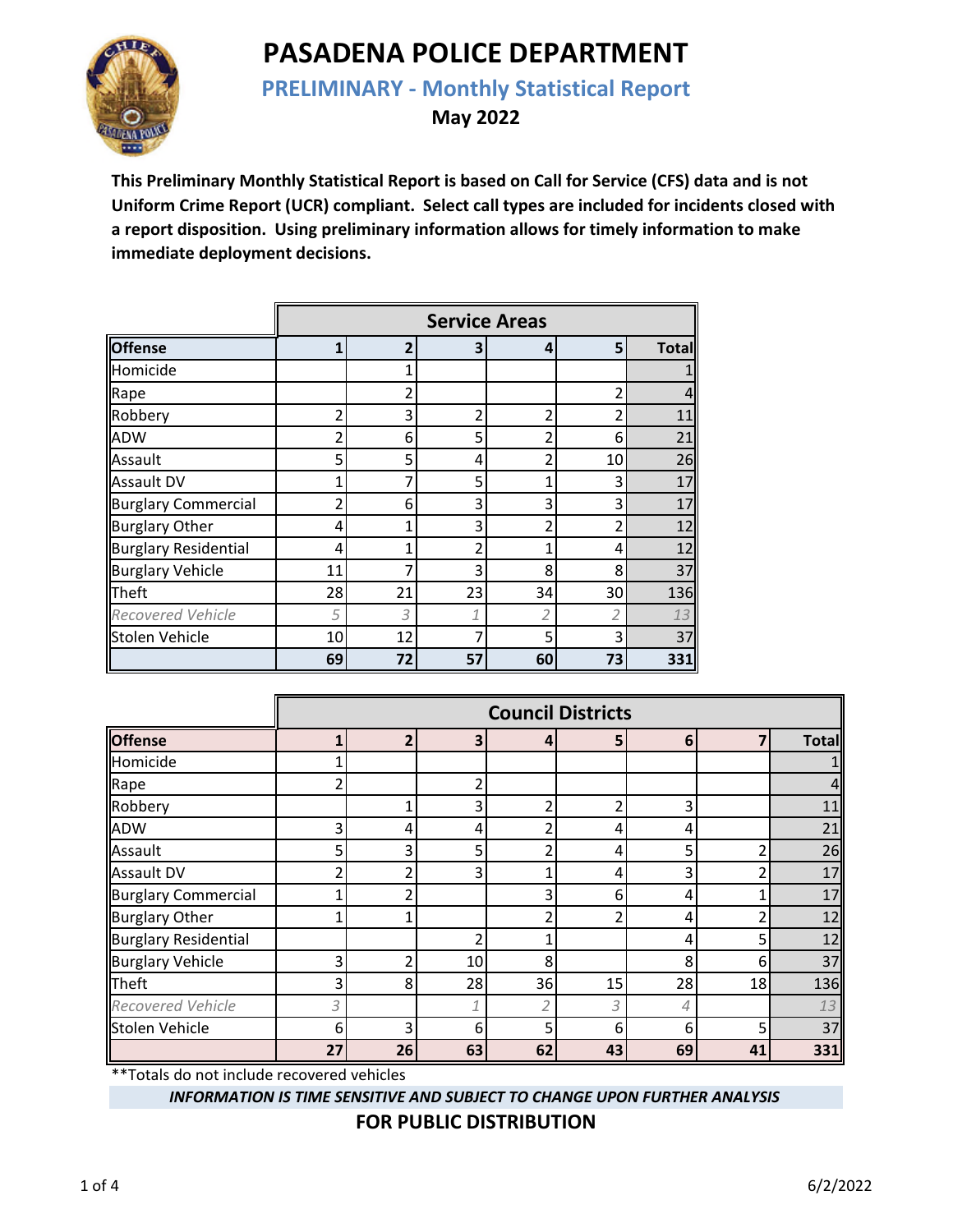# PASADENA POLICE DEPARTMENT

## PRELIMINARY - Monthly Statistical Report

**May 2022**

**This Preliminary Monthly Statistical Report is based on Call for Service (CFS) data and is not Uniform Crime Report (UCR) compliant. Select call types are included for incidents closed with a report disposition. Using preliminary information allows for timely information to make immediate deployment decisions.**

| | Service Areas | | | | | |
|---|---|---|---|---|---|---|
| **Offense** | **1** | **2** | **3** | **4** | **5** | **Total** |
| Homicide | | 1 | | | | 1 |
| Rape | | 2 | | | 2 | 4 |
| Robbery | 2 | 3 | 2 | 2 | 2 | 11 |
| ADW | 2 | 6 | 5 | 2 | 6 | 21 |
| Assault | 5 | 5 | 4 | 2 | 10 | 26 |
| Assault DV | 1 | 7 | 5 | 1 | 3 | 17 |
| Burglary Commercial | 2 | 6 | 3 | 3 | 3 | 17 |
| Burglary Other | 4 | 1 | 3 | 2 | 2 | 12 |
| Burglary Residential | 4 | 1 | 2 | 1 | 4 | 12 |
| Burglary Vehicle | 11 | 7 | 3 | 8 | 8 | 37 |
| Theft | 28 | 21 | 23 | 34 | 30 | 136 |
| *Recovered Vehicle* | *5* | *3* | *1* | *2* | *2* | *13* |
| Stolen Vehicle | 10 | 12 | 7 | 5 | 3 | 37 |
| | **69** | **72** | **57** | **60** | **73** | **331** |

| | Council Districts | | | | | | | |
|---|---|---|---|---|---|---|---|---|
| **Offense** | **1** | **2** | **3** | **4** | **5** | **6** | **7** | **Total** |
| Homicide | 1 | | | | | | | 1 |
| Rape | 2 | | 2 | | | | | 4 |
| Robbery | | 1 | 3 | 2 | 2 | 3 | | 11 |
| ADW | 3 | 4 | 4 | 2 | 4 | 4 | | 21 |
| Assault | 5 | 3 | 5 | 2 | 4 | 5 | 2 | 26 |
| Assault DV | 2 | 2 | 3 | 1 | 4 | 3 | 2 | 17 |
| Burglary Commercial | 1 | 2 | | 3 | 6 | 4 | 1 | 17 |
| Burglary Other | 1 | 1 | | 2 | 2 | 4 | 2 | 12 |
| Burglary Residential | | | 2 | 1 | | 4 | 5 | 12 |
| Burglary Vehicle | 3 | 2 | 10 | 8 | | 8 | 6 | 37 |
| Theft | 3 | 8 | 28 | 36 | 15 | 28 | 18 | 136 |
| *Recovered Vehicle* | *3* | | *1* | *2* | *3* | *4* | | *13* |
| Stolen Vehicle | 6 | 3 | 6 | 5 | 6 | 6 | 5 | 37 |
| | **27** | **26** | **63** | **62** | **43** | **69** | **41** | **331** |

**Totals do not include recovered vehicles

***INFORMATION IS TIME SENSITIVE AND SUBJECT TO CHANGE UPON FURTHER ANALYSIS***

**FOR PUBLIC DISTRIBUTION**

6/2/2022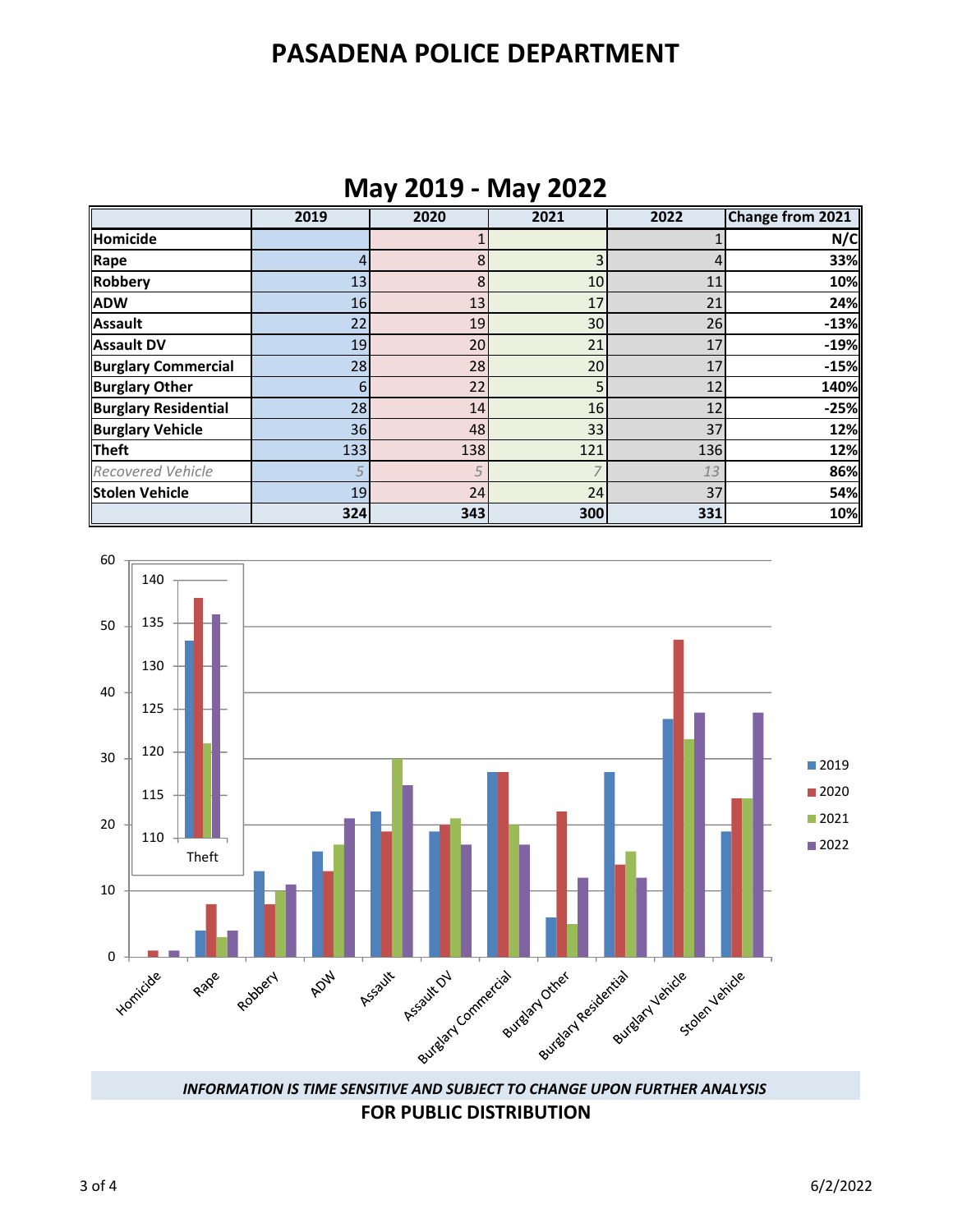# PASADENA POLICE DEPARTMENT

## May 2019 - May 2022

| | 2019 | 2020 | 2021 | 2022 | Change from 2021 |
|---|---|---|---|---|---|
| **Homicide** | | 1 | | 1 | **N/C** |
| **Rape** | 4 | 8 | 3 | 4 | **33%** |
| **Robbery** | 13 | 8 | 10 | 11 | **10%** |
| **ADW** | 16 | 13 | 17 | 21 | **24%** |
| **Assault** | 22 | 19 | 30 | 26 | **-13%** |
| **Assault DV** | 19 | 20 | 21 | 17 | **-19%** |
| **Burglary Commercial** | 28 | 28 | 20 | 17 | **-15%** |
| **Burglary Other** | 6 | 22 | 5 | 12 | **140%** |
| **Burglary Residential** | 28 | 14 | 16 | 12 | **-25%** |
| **Burglary Vehicle** | 36 | 48 | 33 | 37 | **12%** |
| **Theft** | 133 | 138 | 121 | 136 | **12%** |
| *Recovered Vehicle* | *5* | *5* | *7* | *13* | **86%** |
| **Stolen Vehicle** | 19 | 24 | 24 | 37 | **54%** |
| | **324** | **343** | **300** | **331** | **10%** |

***INFORMATION IS TIME SENSITIVE AND SUBJECT TO CHANGE UPON FURTHER ANALYSIS***

**FOR PUBLIC DISTRIBUTION**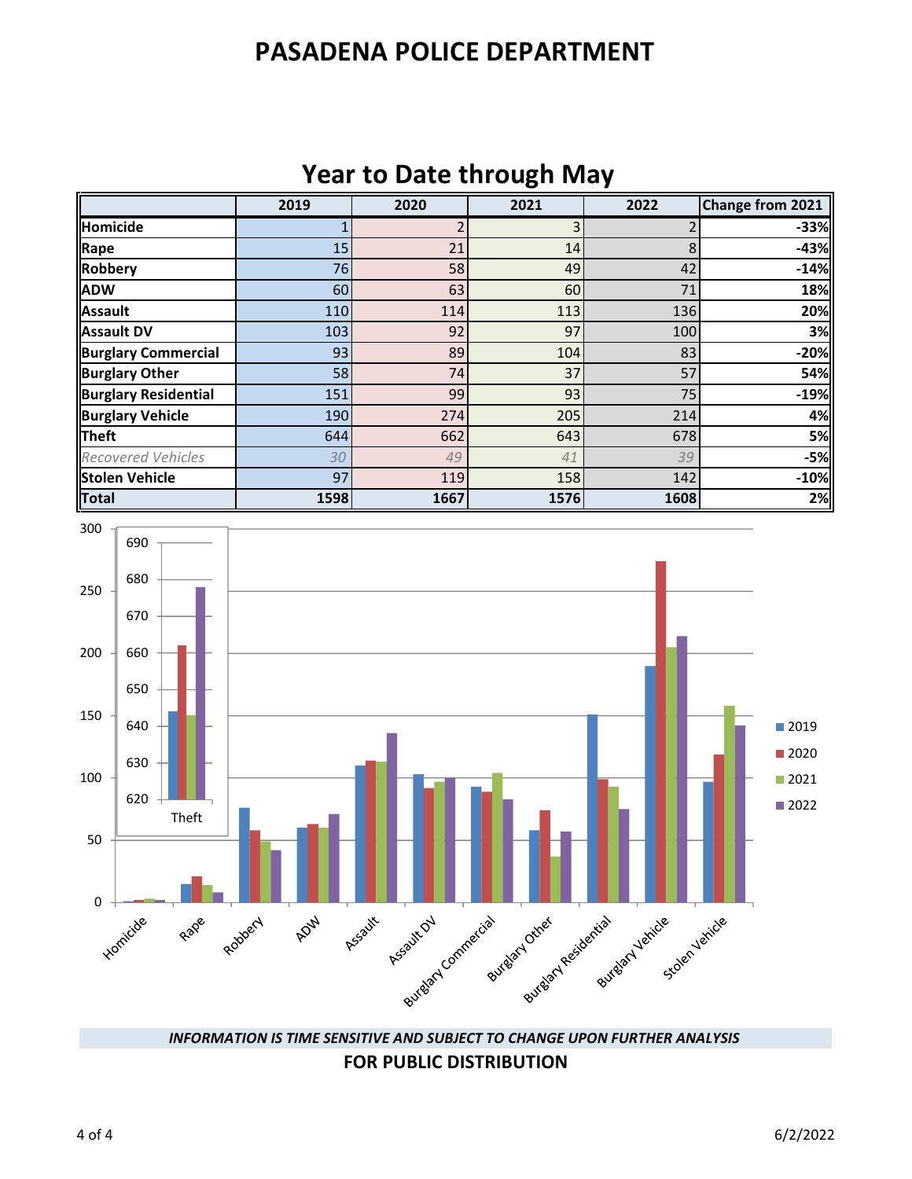# PASADENA POLICE DEPARTMENT

## Year to Date through May

| | 2019 | 2020 | 2021 | 2022 | Change from 2021 |
|---|---|---|---|---|---|
| **Homicide** | 1 | 2 | 3 | 2 | **-33%** |
| **Rape** | 15 | 21 | 14 | 8 | **-43%** |
| **Robbery** | 76 | 58 | 49 | 42 | **-14%** |
| **ADW** | 60 | 63 | 60 | 71 | **18%** |
| **Assault** | 110 | 114 | 113 | 136 | **20%** |
| **Assault DV** | 103 | 92 | 97 | 100 | **3%** |
| **Burglary Commercial** | 93 | 89 | 104 | 83 | **-20%** |
| **Burglary Other** | 58 | 74 | 37 | 57 | **54%** |
| **Burglary Residential** | 151 | 99 | 93 | 75 | **-19%** |
| **Burglary Vehicle** | 190 | 274 | 205 | 214 | **4%** |
| **Theft** | 644 | 662 | 643 | 678 | **5%** |
| *Recovered Vehicles* | *30* | *49* | *41* | *39* | **-5%** |
| **Stolen Vehicle** | 97 | 119 | 158 | 142 | **-10%** |
| **Total** | **1598** | **1667** | **1576** | **1608** | **2%** |

300
250
200
150
100
50
0

690
680
670
660
650
640
630
620
Theft

Homicide
Rape
Robbery
ADW
Assault
Assault DV
Burglary Commercial
Burglary Other
Burglary Residential
Burglary Vehicle
Stolen Vehicle

2019
2020
2021
2022

***INFORMATION IS TIME SENSITIVE AND SUBJECT TO CHANGE UPON FURTHER ANALYSIS***

**FOR PUBLIC DISTRIBUTION**

6/2/2022